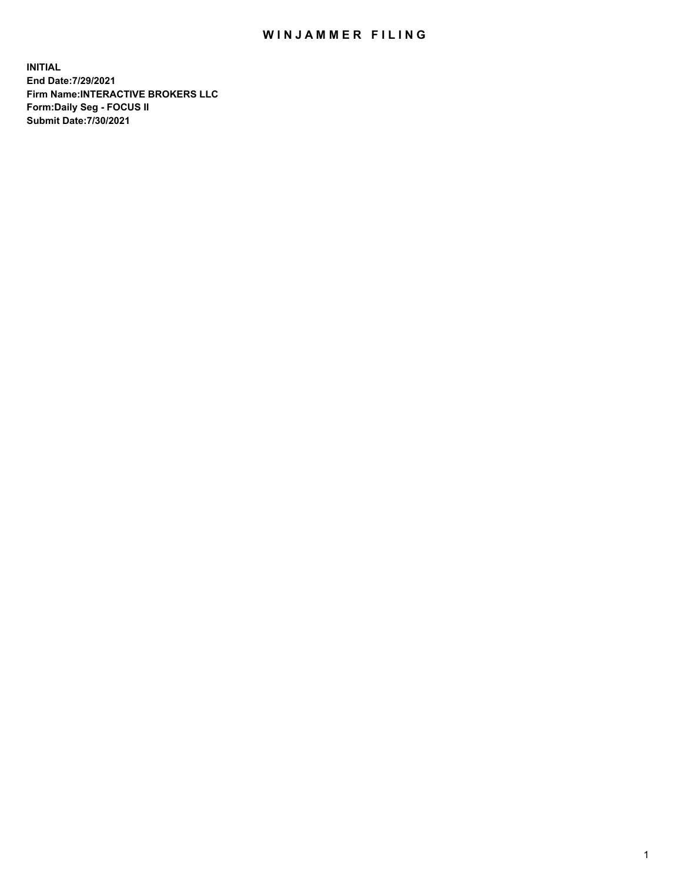# WINJAMMER FILING

**INITIAL**
**End Date:7/29/2021**
**Firm Name:INTERACTIVE BROKERS LLC**
**Form:Daily Seg - FOCUS II**
**Submit Date:7/30/2021**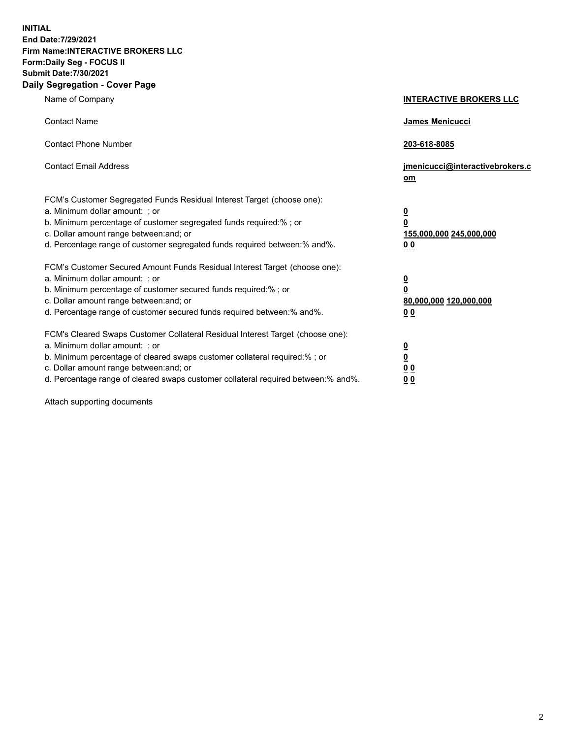**INITIAL**
**End Date:7/29/2021**
**Firm Name:INTERACTIVE BROKERS LLC**
**Form:Daily Seg - FOCUS II**
**Submit Date:7/30/2021**
**Daily Segregation - Cover Page**

| | |
|---|---|
| Name of Company | **INTERACTIVE BROKERS LLC** |
| Contact Name | **James Menicucci** |
| Contact Phone Number | **203-618-8085** |
| Contact Email Address | **jmenicucci@interactivebrokers.com** |
| FCM's Customer Segregated Funds Residual Interest Target (choose one): | |
| a. Minimum dollar amount: ; or | **0** |
| b. Minimum percentage of customer segregated funds required:% ; or | **0** |
| c. Dollar amount range between:and; or | **155,000,000 245,000,000** |
| d. Percentage range of customer segregated funds required between:% and%. | **0 0** |
| FCM's Customer Secured Amount Funds Residual Interest Target (choose one): | |
| a. Minimum dollar amount: ; or | **0** |
| b. Minimum percentage of customer secured funds required:% ; or | **0** |
| c. Dollar amount range between:and; or | **80,000,000 120,000,000** |
| d. Percentage range of customer secured funds required between:% and%. | **0 0** |
| FCM's Cleared Swaps Customer Collateral Residual Interest Target (choose one): | |
| a. Minimum dollar amount: ; or | **0** |
| b. Minimum percentage of cleared swaps customer collateral required:% ; or | **0** |
| c. Dollar amount range between:and; or | **0 0** |
| d. Percentage range of cleared swaps customer collateral required between:% and%. | **0 0** |

Attach supporting documents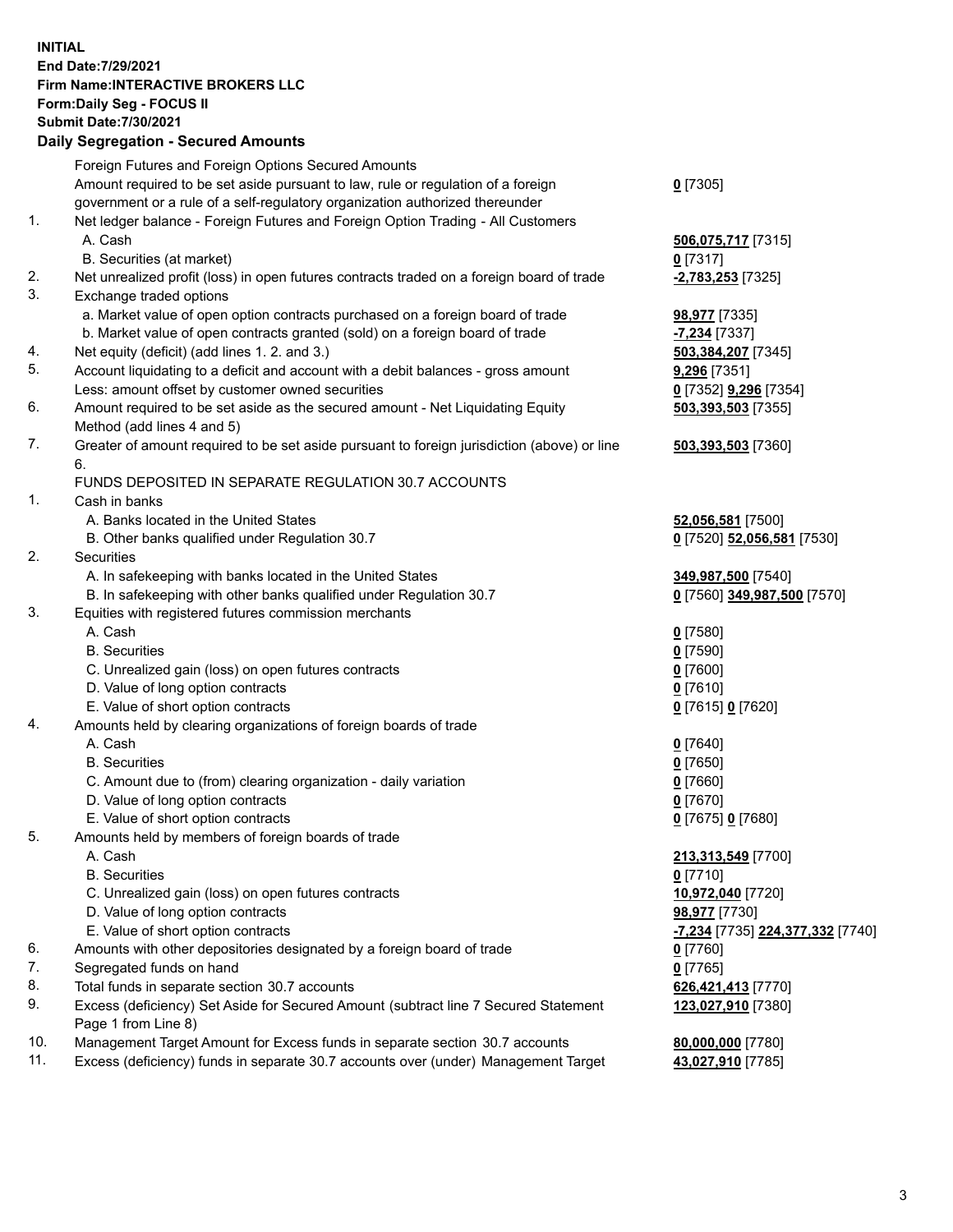**INITIAL**
**End Date:7/29/2021**
**Firm Name:INTERACTIVE BROKERS LLC**
**Form:Daily Seg - FOCUS II**
**Submit Date:7/30/2021**

**Daily Segregation - Secured Amounts**

| | | |
|---|---|---|
| | Foreign Futures and Foreign Options Secured Amounts | |
| | Amount required to be set aside pursuant to law, rule or regulation of a foreign government or a rule of a self-regulatory organization authorized thereunder | **0** [7305] |
| 1. | Net ledger balance - Foreign Futures and Foreign Option Trading - All Customers | |
| | A. Cash | **506,075,717** [7315] |
| | B. Securities (at market) | **0** [7317] |
| 2. | Net unrealized profit (loss) in open futures contracts traded on a foreign board of trade | **-2,783,253** [7325] |
| 3. | Exchange traded options | |
| | a. Market value of open option contracts purchased on a foreign board of trade | **98,977** [7335] |
| | b. Market value of open contracts granted (sold) on a foreign board of trade | **-7,234** [7337] |
| 4. | Net equity (deficit) (add lines 1. 2. and 3.) | **503,384,207** [7345] |
| 5. | Account liquidating to a deficit and account with a debit balances - gross amount | **9,296** [7351] |
| | Less: amount offset by customer owned securities | **0** [7352] **9,296** [7354] |
| 6. | Amount required to be set aside as the secured amount - Net Liquidating Equity Method (add lines 4 and 5) | **503,393,503** [7355] |
| 7. | Greater of amount required to be set aside pursuant to foreign jurisdiction (above) or line 6. | **503,393,503** [7360] |
| | FUNDS DEPOSITED IN SEPARATE REGULATION 30.7 ACCOUNTS | |
| 1. | Cash in banks | |
| | A. Banks located in the United States | **52,056,581** [7500] |
| | B. Other banks qualified under Regulation 30.7 | **0** [7520] **52,056,581** [7530] |
| 2. | Securities | |
| | A. In safekeeping with banks located in the United States | **349,987,500** [7540] |
| | B. In safekeeping with other banks qualified under Regulation 30.7 | **0** [7560] **349,987,500** [7570] |
| 3. | Equities with registered futures commission merchants | |
| | A. Cash | **0** [7580] |
| | B. Securities | **0** [7590] |
| | C. Unrealized gain (loss) on open futures contracts | **0** [7600] |
| | D. Value of long option contracts | **0** [7610] |
| | E. Value of short option contracts | **0** [7615] **0** [7620] |
| 4. | Amounts held by clearing organizations of foreign boards of trade | |
| | A. Cash | **0** [7640] |
| | B. Securities | **0** [7650] |
| | C. Amount due to (from) clearing organization - daily variation | **0** [7660] |
| | D. Value of long option contracts | **0** [7670] |
| | E. Value of short option contracts | **0** [7675] **0** [7680] |
| 5. | Amounts held by members of foreign boards of trade | |
| | A. Cash | **213,313,549** [7700] |
| | B. Securities | **0** [7710] |
| | C. Unrealized gain (loss) on open futures contracts | **10,972,040** [7720] |
| | D. Value of long option contracts | **98,977** [7730] |
| | E. Value of short option contracts | **-7,234** [7735] **224,377,332** [7740] |
| 6. | Amounts with other depositories designated by a foreign board of trade | **0** [7760] |
| 7. | Segregated funds on hand | **0** [7765] |
| 8. | Total funds in separate section 30.7 accounts | **626,421,413** [7770] |
| 9. | Excess (deficiency) Set Aside for Secured Amount (subtract line 7 Secured Statement Page 1 from Line 8) | **123,027,910** [7380] |
| 10. | Management Target Amount for Excess funds in separate section 30.7 accounts | **80,000,000** [7780] |
| 11. | Excess (deficiency) funds in separate 30.7 accounts over (under) Management Target | **43,027,910** [7785] |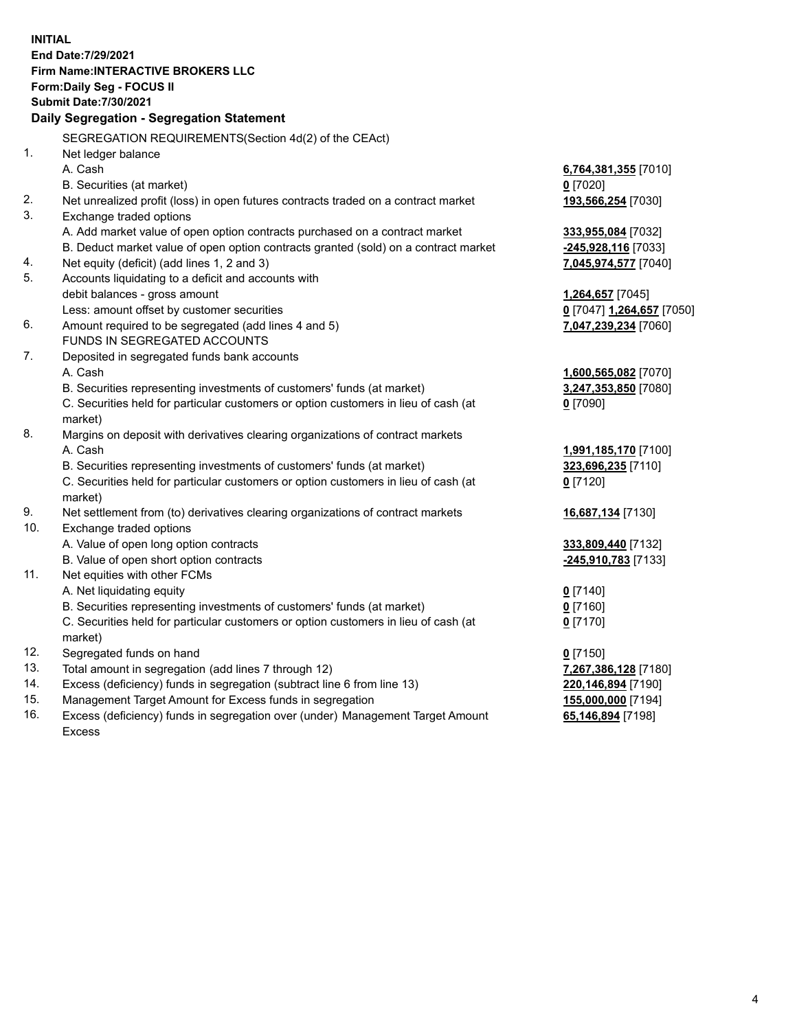**INITIAL**
**End Date:7/29/2021**
**Firm Name:INTERACTIVE BROKERS LLC**
**Form:Daily Seg - FOCUS II**
**Submit Date:7/30/2021**

**Daily Segregation - Segregation Statement**

SEGREGATION REQUIREMENTS(Section 4d(2) of the CEAct)

| | | |
|---|---|---|
| 1. | Net ledger balance | |
| | A. Cash | **6,764,381,355** [7010] |
| | B. Securities (at market) | **0** [7020] |
| 2. | Net unrealized profit (loss) in open futures contracts traded on a contract market | **193,566,254** [7030] |
| 3. | Exchange traded options | |
| | A. Add market value of open option contracts purchased on a contract market | **333,955,084** [7032] |
| | B. Deduct market value of open option contracts granted (sold) on a contract market | **-245,928,116** [7033] |
| 4. | Net equity (deficit) (add lines 1, 2 and 3) | **7,045,974,577** [7040] |
| 5. | Accounts liquidating to a deficit and accounts with debit balances - gross amount | **1,264,657** [7045] |
| | Less: amount offset by customer securities | **0** [7047] **1,264,657** [7050] |
| 6. | Amount required to be segregated (add lines 4 and 5) | **7,047,239,234** [7060] |
| | FUNDS IN SEGREGATED ACCOUNTS | |
| 7. | Deposited in segregated funds bank accounts | |
| | A. Cash | **1,600,565,082** [7070] |
| | B. Securities representing investments of customers' funds (at market) | **3,247,353,850** [7080] |
| | C. Securities held for particular customers or option customers in lieu of cash (at market) | **0** [7090] |
| 8. | Margins on deposit with derivatives clearing organizations of contract markets | |
| | A. Cash | **1,991,185,170** [7100] |
| | B. Securities representing investments of customers' funds (at market) | **323,696,235** [7110] |
| | C. Securities held for particular customers or option customers in lieu of cash (at market) | **0** [7120] |
| 9. | Net settlement from (to) derivatives clearing organizations of contract markets | **16,687,134** [7130] |
| 10. | Exchange traded options | |
| | A. Value of open long option contracts | **333,809,440** [7132] |
| | B. Value of open short option contracts | **-245,910,783** [7133] |
| 11. | Net equities with other FCMs | |
| | A. Net liquidating equity | **0** [7140] |
| | B. Securities representing investments of customers' funds (at market) | **0** [7160] |
| | C. Securities held for particular customers or option customers in lieu of cash (at market) | **0** [7170] |
| 12. | Segregated funds on hand | **0** [7150] |
| 13. | Total amount in segregation (add lines 7 through 12) | **7,267,386,128** [7180] |
| 14. | Excess (deficiency) funds in segregation (subtract line 6 from line 13) | **220,146,894** [7190] |
| 15. | Management Target Amount for Excess funds in segregation | **155,000,000** [7194] |
| 16. | Excess (deficiency) funds in segregation over (under) Management Target Amount Excess | **65,146,894** [7198] |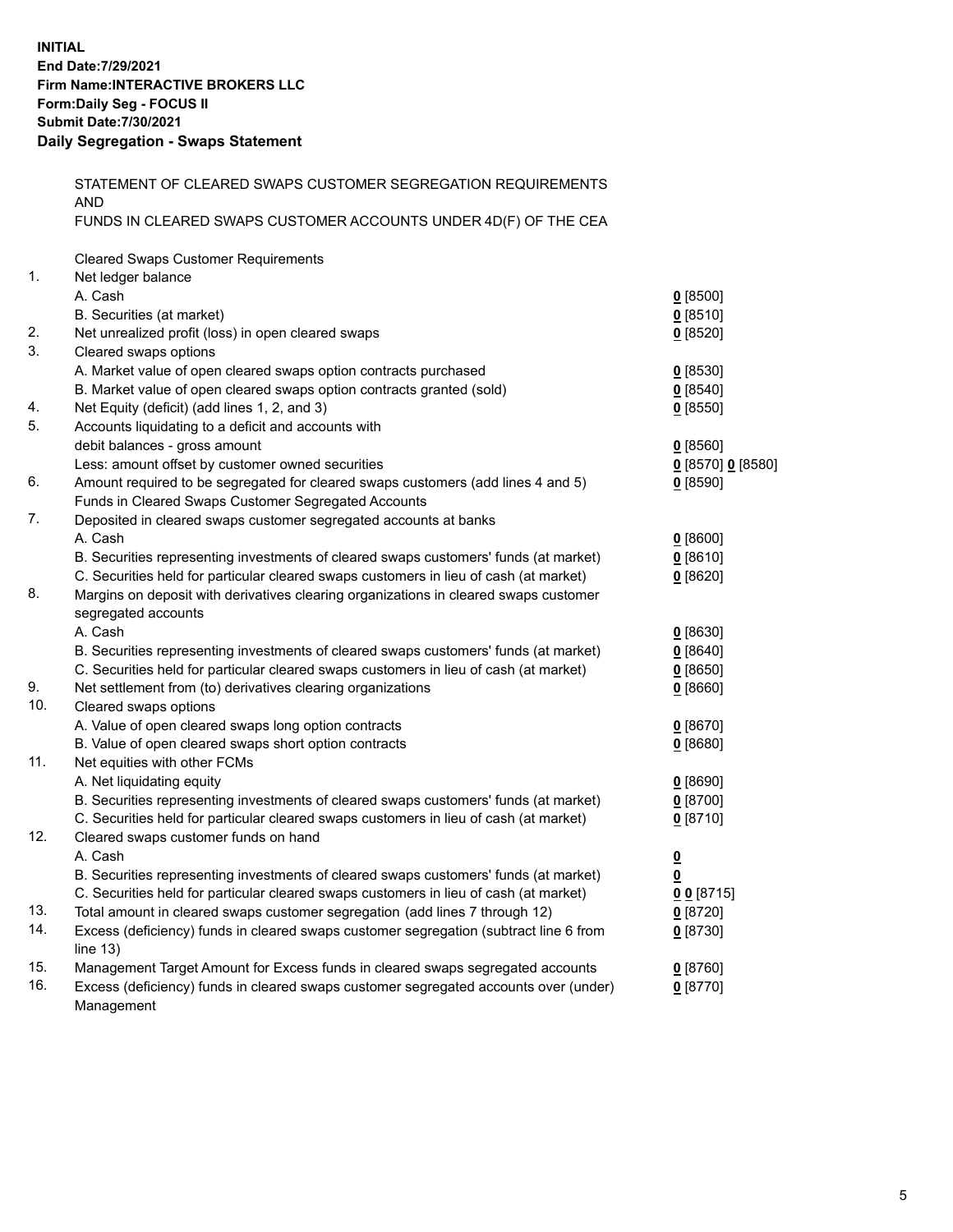**INITIAL**
**End Date:7/29/2021**
**Firm Name:INTERACTIVE BROKERS LLC**
**Form:Daily Seg - FOCUS II**
**Submit Date:7/30/2021**
**Daily Segregation - Swaps Statement**

STATEMENT OF CLEARED SWAPS CUSTOMER SEGREGATION REQUIREMENTS AND FUNDS IN CLEARED SWAPS CUSTOMER ACCOUNTS UNDER 4D(F) OF THE CEA

| | | |
|---|---|---|
| | Cleared Swaps Customer Requirements | |
| 1. | Net ledger balance | |
| | A. Cash | 0 [8500] |
| | B. Securities (at market) | 0 [8510] |
| 2. | Net unrealized profit (loss) in open cleared swaps | 0 [8520] |
| 3. | Cleared swaps options | |
| | A. Market value of open cleared swaps option contracts purchased | 0 [8530] |
| | B. Market value of open cleared swaps option contracts granted (sold) | 0 [8540] |
| 4. | Net Equity (deficit) (add lines 1, 2, and 3) | 0 [8550] |
| 5. | Accounts liquidating to a deficit and accounts with debit balances - gross amount | 0 [8560] |
| | Less: amount offset by customer owned securities | 0 [8570] 0 [8580] |
| 6. | Amount required to be segregated for cleared swaps customers (add lines 4 and 5) | 0 [8590] |
| | Funds in Cleared Swaps Customer Segregated Accounts | |
| 7. | Deposited in cleared swaps customer segregated accounts at banks | |
| | A. Cash | 0 [8600] |
| | B. Securities representing investments of cleared swaps customers' funds (at market) | 0 [8610] |
| | C. Securities held for particular cleared swaps customers in lieu of cash (at market) | 0 [8620] |
| 8. | Margins on deposit with derivatives clearing organizations in cleared swaps customer segregated accounts | |
| | A. Cash | 0 [8630] |
| | B. Securities representing investments of cleared swaps customers' funds (at market) | 0 [8640] |
| | C. Securities held for particular cleared swaps customers in lieu of cash (at market) | 0 [8650] |
| 9. | Net settlement from (to) derivatives clearing organizations | 0 [8660] |
| 10. | Cleared swaps options | |
| | A. Value of open cleared swaps long option contracts | 0 [8670] |
| | B. Value of open cleared swaps short option contracts | 0 [8680] |
| 11. | Net equities with other FCMs | |
| | A. Net liquidating equity | 0 [8690] |
| | B. Securities representing investments of cleared swaps customers' funds (at market) | 0 [8700] |
| | C. Securities held for particular cleared swaps customers in lieu of cash (at market) | 0 [8710] |
| 12. | Cleared swaps customer funds on hand | |
| | A. Cash | 0 |
| | B. Securities representing investments of cleared swaps customers' funds (at market) | 0 |
| | C. Securities held for particular cleared swaps customers in lieu of cash (at market) | 0 0 [8715] |
| 13. | Total amount in cleared swaps customer segregation (add lines 7 through 12) | 0 [8720] |
| 14. | Excess (deficiency) funds in cleared swaps customer segregation (subtract line 6 from line 13) | 0 [8730] |
| 15. | Management Target Amount for Excess funds in cleared swaps segregated accounts | 0 [8760] |
| 16. | Excess (deficiency) funds in cleared swaps customer segregated accounts over (under) Management | 0 [8770] |